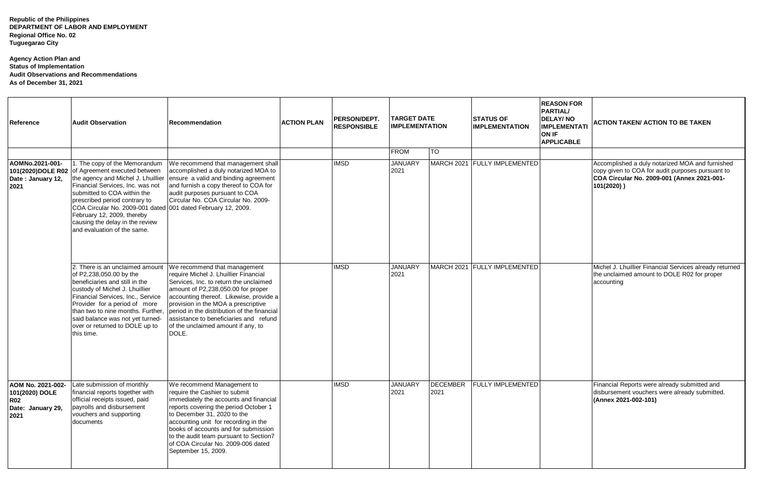**Republic of the Philippines**
**DEPARTMENT OF LABOR AND EMPLOYMENT**
**Regional Office No. 02**
**Tuguegarao City**

**Agency Action Plan and**
**Status of Implementation**
**Audit Observations and Recommendations**
**As of December 31, 2021**

| Reference | Audit Observation | Recommendation | ACTION PLAN | PERSON/DEPT. RESPONSIBLE | TARGET DATE IMPLEMENTATION | | STATUS OF IMPLEMENTATION | REASON FOR PARTIAL/ DELAY/ NO IMPLEMENTATION IF APPLICABLE | ACTION TAKEN/ ACTION TO BE TAKEN |
|---|---|---|---|---|---|---|---|---|---|
| | | | | | FROM | TO | | | |
| **AOMNo.2021-001-101(2020)DOLE R02 Date : January 12, 2021** | 1. The copy of the Memorandum of Agreement executed between the agency and Michel J. Lhuillier Financial Services, Inc. was not submitted to COA within the prescribed period contrary to COA Circular No. 2009-001 dated February 12, 2009, thereby causing the delay in the review and evaluation of the same. | We recommend that management shall accomplished a duly notarized MOA to ensure a valid and binding agreement and furnish a copy thereof to COA for audit purposes pursuant to COA Circular No. COA Circular No. 2009-001 dated February 12, 2009. | | IMSD | JANUARY 2021 | MARCH 2021 | FULLY IMPLEMENTED | | Accomplished a duly notarized MOA and furnished copy given to COA for audit purposes pursuant to **COA Circular No. 2009-001 (Annex 2021-001-101(2020) )** |
| | 2. There is an unclaimed amount of P2,238,050.00 by the beneficiaries and still in the custody of Michel J. Lhuillier Financial Services, Inc., Service Provider for a period of more than two to nine months. Further, said balance was not yet turned-over or returned to DOLE up to this time. | We recommend that management require Michel J. Lhuillier Financial Services, Inc. to return the unclaimed amount of P2,238,050.00 for proper accounting thereof. Likewise, provide a provision in the MOA a prescriptive period in the distribution of the financial assistance to beneficiaries and refund of the unclaimed amount if any, to DOLE. | | IMSD | JANUARY 2021 | MARCH 2021 | FULLY IMPLEMENTED | | Michel J. Lhuillier Financial Services already returned the unclaimed amount to DOLE R02 for proper accounting |
| **AOM No. 2021-002-101(2020) DOLE R02 Date: January 29, 2021** | Late submission of monthly financial reports together with official receipts issued, paid payrolls and disbursement vouchers and supporting documents | We recommend Management to require the Cashier to submit immediately the accounts and financial reports covering the period October 1 to December 31, 2020 to the accounting unit for recording in the books of accounts and for submission to the audit team pursuant to Section7 of COA Circular No. 2009-006 dated September 15, 2009. | | IMSD | JANUARY 2021 | DECEMBER 2021 | FULLY IMPLEMENTED | | Financial Reports were already submitted and disbursement vouchers were already submitted. **(Annex 2021-002-101)** |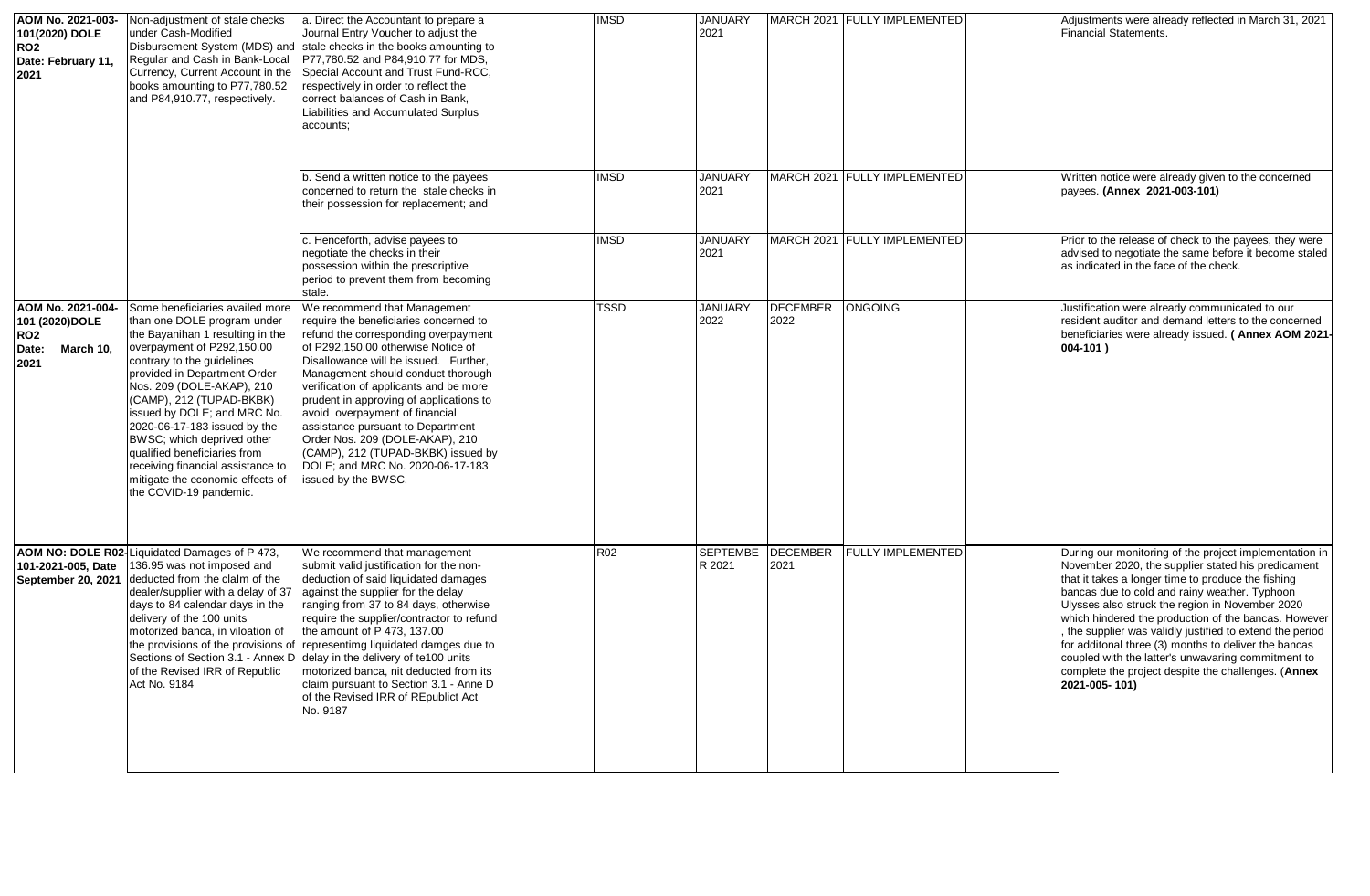| | | | | | | | | | |
|---|---|---|---|---|---|---|---|---|---|
| **AOM No. 2021-003-101(2020) DOLE RO2 Date: February 11, 2021** | Non-adjustment of stale checks under Cash-Modified Disbursement System (MDS) and Regular and Cash in Bank-Local Currency, Current Account in the books amounting to P77,780.52 and P84,910.77, respectively. | a. Direct the Accountant to prepare a Journal Entry Voucher to adjust the stale checks in the books amounting to P77,780.52 and P84,910.77 for MDS, Special Account and Trust Fund-RCC, respectively in order to reflect the correct balances of Cash in Bank, Liabilities and Accumulated Surplus accounts; | | IMSD | JANUARY 2021 | MARCH 2021 | FULLY IMPLEMENTED | | Adjustments were already reflected in March 31, 2021 Financial Statements. |
| | | b. Send a written notice to the payees concerned to return the stale checks in their possession for replacement; and | | IMSD | JANUARY 2021 | MARCH 2021 | FULLY IMPLEMENTED | | Written notice were already given to the concerned payees. **(Annex 2021-003-101)** |
| | | c. Henceforth, advise payees to negotiate the checks in their possession within the prescriptive period to prevent them from becoming stale. | | IMSD | JANUARY 2021 | MARCH 2021 | FULLY IMPLEMENTED | | Prior to the release of check to the payees, they were advised to negotiate the same before it become staled as indicated in the face of the check. |
| **AOM No. 2021-004-101 (2020)DOLE RO2 Date: March 10, 2021** | Some beneficiaries availed more than one DOLE program under the Bayanihan 1 resulting in the overpayment of P292,150.00 contrary to the guidelines provided in Department Order Nos. 209 (DOLE-AKAP), 210 (CAMP), 212 (TUPAD-BKBK) issued by DOLE; and MRC No. 2020-06-17-183 issued by the BWSC; which deprived other qualified beneficiaries from receiving financial assistance to mitigate the economic effects of the COVID-19 pandemic. | We recommend that Management require the beneficiaries concerned to refund the corresponding overpayment of P292,150.00 otherwise Notice of Disallowance will be issued. Further, Management should conduct thorough verification of applicants and be more prudent in approving of applications to avoid overpayment of financial assistance pursuant to Department Order Nos. 209 (DOLE-AKAP), 210 (CAMP), 212 (TUPAD-BKBK) issued by DOLE; and MRC No. 2020-06-17-183 issued by the BWSC. | | TSSD | JANUARY 2022 | DECEMBER 2022 | ONGOING | | Justification were already communicated to our resident auditor and demand letters to the concerned beneficiaries were already issued. **( Annex AOM 2021-004-101 )** |
| **AOM NO: DOLE R02-101-2021-005, Date September 20, 2021** | Liquidated Damages of P 473, 136.95 was not imposed and deducted from the claim of the dealer/supplier with a delay of 37 days to 84 calendar days in the delivery of the 100 units motorized banca, in viloation of the provisions of the provisions of Sections of Section 3.1 - Annex D of the Revised IRR of Republic Act No. 9184 | We recommend that management submit valid justification for the non-deduction of said liquidated damages against the supplier for the delay ranging from 37 to 84 days, otherwise require the supplier/contractor to refund the amount of P 473, 137.00 representimg liquidated damges due to delay in the delivery of te100 units motorized banca, nit deducted from its claim pursuant to Section 3.1 - Anne D of the Revised IRR of REpublict Act No. 9187 | | R02 | SEPTEMBER 2021 | DECEMBER 2021 | FULLY IMPLEMENTED | | During our monitoring of the project implementation in November 2020, the supplier stated his predicament that it takes a longer time to produce the fishing bancas due to cold and rainy weather. Typhoon Ulysses also struck the region in November 2020 which hindered the production of the bancas. However , the supplier was validly justified to extend the period for additonal three (3) months to deliver the bancas coupled with the latter's unwavaring commitment to complete the project despite the challenges. (**Annex 2021-005- 101)** |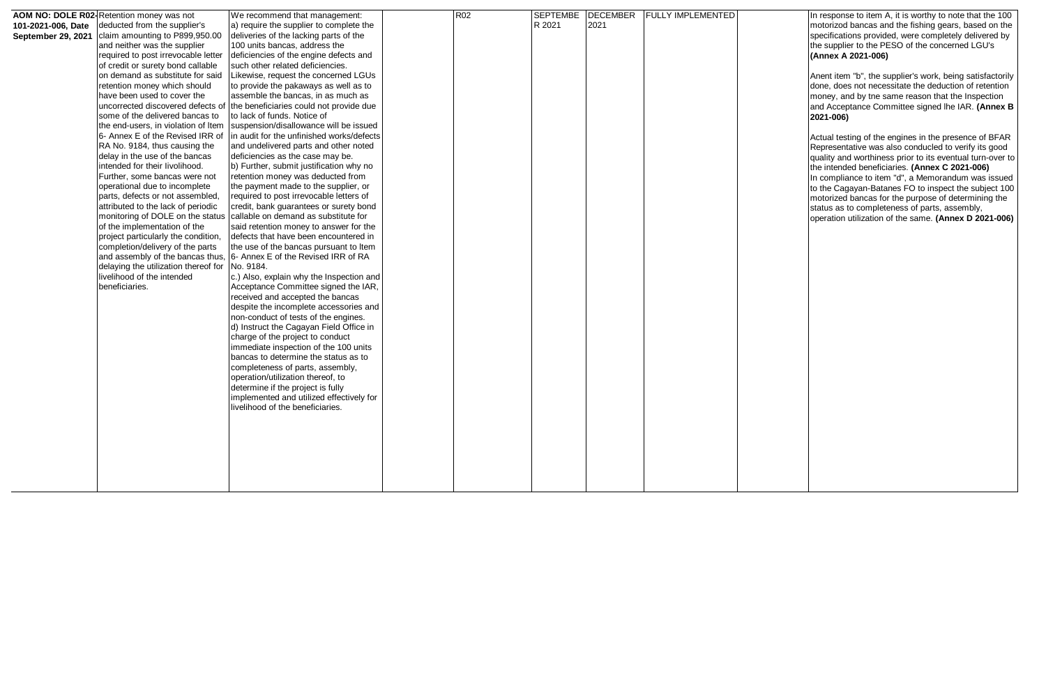| | | | | | | | | | |
|---|---|---|---|---|---|---|---|---|---|
| **AOM NO: DOLE R02-101-2021-006, Date September 29, 2021** | Retention money was not deducted from the supplier's claim amounting to P899,950.00 and neither was the supplier required to post irrevocable letter of credit or surety bond callable on demand as substitute for said retention money which should have been used to cover the uncorrected discovered defects of some of the delivered bancas to the end-users, in violation of Item 6- Annex E of the Revised IRR of RA No. 9184, thus causing the delay in the use of the bancas intended for their livolihood. Further, some bancas were not operational due to incomplete parts, defects or not assembled, attributed to the lack of periodic monitoring of DOLE on the status of the implementation of the project particularly the condition, completion/delivery of the parts and assembly of the bancas thus, delaying the utilization thereof for livelihood of the intended beneficiaries. | We recommend that management:<br>a) require the supplier to complete the deliveries of the lacking parts of the 100 units bancas, address the deficiencies of the engine defects and such other related deficiencies. Likewise, request the concerned LGUs to provide the pakaways as well as to assemble the bancas, in as much as the beneficiaries could not provide due to lack of funds. Notice of suspension/disallowance will be issued in audit for the unfinished works/defects and undelivered parts and other noted deficiencies as the case may be.<br>b) Further, submit justification why no retention money was deducted from the payment made to the supplier, or required to post irrevocable letters of credit, bank guarantees or surety bond callable on demand as substitute for said retention money to answer for the defects that have been encountered in the use of the bancas pursuant to Item 6- Annex E of the Revised IRR of RA No. 9184.<br>c.) Also, explain why the Inspection and Acceptance Committee signed the IAR, received and accepted the bancas despite the incomplete accessories and non-conduct of tests of the engines.<br>d) Instruct the Cagayan Field Office in charge of the project to conduct immediate inspection of the 100 units bancas to determine the status as to completeness of parts, assembly, operation/utilization thereof, to determine if the project is fully implemented and utilized effectively for livelihood of the beneficiaries. | | R02 | SEPTEMBER 2021 | DECEMBER 2021 | FULLY IMPLEMENTED | | In response to item A, it is worthy to note that the 100 motorizod bancas and the fishing gears, based on the specifications provided, were completely delivered by the supplier to the PESO of the concerned LGU's **(Annex A 2021-006)**<br><br>Anent item "b", the supplier's work, being satisfactorily done, does not necessitate the deduction of retention money, and by tne same reason that the Inspection and Acceptance Committee signed lhe IAR. **(Annex B 2021-006)**<br><br>Actual testing of the engines in the presence of BFAR Representative was also condocled to verify its good quality and worthiness prior to its eventual turn-over to the intended beneficiaries. **(Annex C 2021-006)**<br>In compliance to item "d", a Memorandum was issued to the Cagayan-Batanes FO to inspect the subject 100 motorized bancas for the purpose of determining the status as to completeness of parts, assembly, operation utilization of the same. **(Annex D 2021-006)** |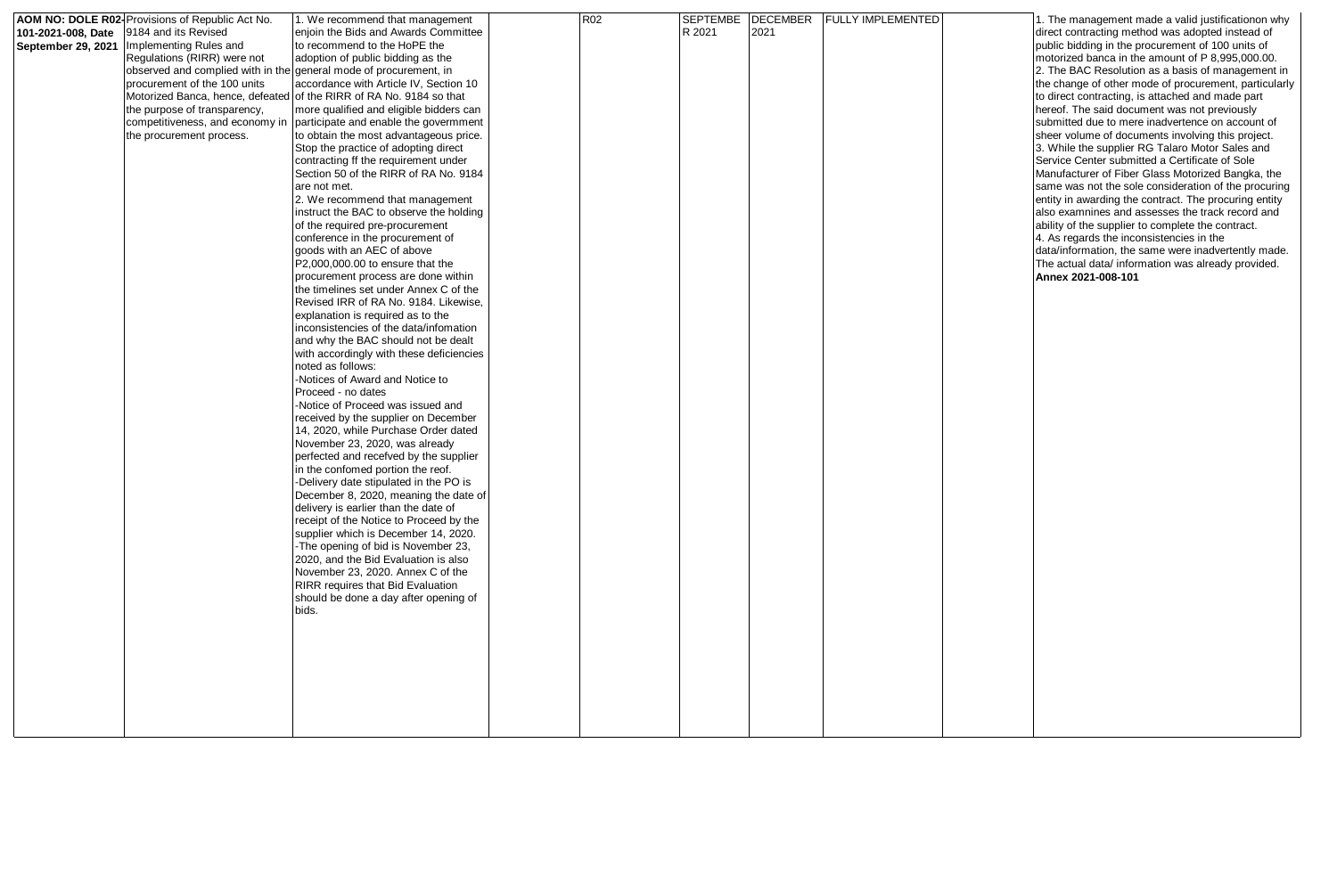| | | | | | | | | | |
|---|---|---|---|---|---|---|---|---|---|
| **AOM NO: DOLE R02-101-2021-008, Date September 29, 2021** | Provisions of Republic Act No. 9184 and its Revised Implementing Rules and Regulations (RIRR) were not observed and complied with in the procurement of the 100 units Motorized Banca, hence, defeated the purpose of transparency, competitiveness, and economy in the procurement process. | 1. We recommend that management enjoin the Bids and Awards Committee to recommend to the HoPE the adoption of public bidding as the general mode of procurement, in accordance with Article IV, Section 10 of the RIRR of RA No. 9184 so that more qualified and eligible bidders can participate and enable the govermment to obtain the most advantageous price. Stop the practice of adopting direct contracting ff the requirement under Section 50 of the RIRR of RA No. 9184 are not met.<br>2. We recommend that management instruct the BAC to observe the holding of the required pre-procurement conference in the procurement of goods with an AEC of above P2,000,000.00 to ensure that the procurement process are done within the timelines set under Annex C of the Revised IRR of RA No. 9184. Likewise, explanation is required as to the inconsistencies of the data/infomation and why the BAC should not be dealt with accordingly with these deficiencies noted as follows:<br>-Notices of Award and Notice to Proceed - no dates<br>-Notice of Proceed was issued and received by the supplier on December 14, 2020, while Purchase Order dated November 23, 2020, was already perfected and recefved by the supplier in the confomed portion the reof.<br>-Delivery date stipulated in the PO is December 8, 2020, meaning the date of delivery is earlier than the date of receipt of the Notice to Proceed by the supplier which is December 14, 2020.<br>-The opening of bid is November 23, 2020, and the Bid Evaluation is also November 23, 2020. Annex C of the RIRR requires that Bid Evaluation should be done a day after opening of bids. | | R02 | SEPTEMBER 2021 | DECEMBER 2021 | FULLY IMPLEMENTED | | 1. The management made a valid justificationon why direct contracting method was adopted instead of public bidding in the procurement of 100 units of motorized banca in the amount of P 8,995,000.00.<br>2. The BAC Resolution as a basis of management in the change of other mode of procurement, particularly to direct contracting, is attached and made part hereof. The said document was not previously submitted due to mere inadvertence on account of sheer volume of documents involving this project.<br>3. While the supplier RG Talaro Motor Sales and Service Center submitted a Certificate of Sole Manufacturer of Fiber Glass Motorized Bangka, the same was not the sole consideration of the procuring entity in awarding the contract. The procuring entity also examnines and assesses the track record and ability of the supplier to complete the contract.<br>4. As regards the inconsistencies in the data/information, the same were inadvertently made. The actual data/ information was already provided.<br>**Annex 2021-008-101** |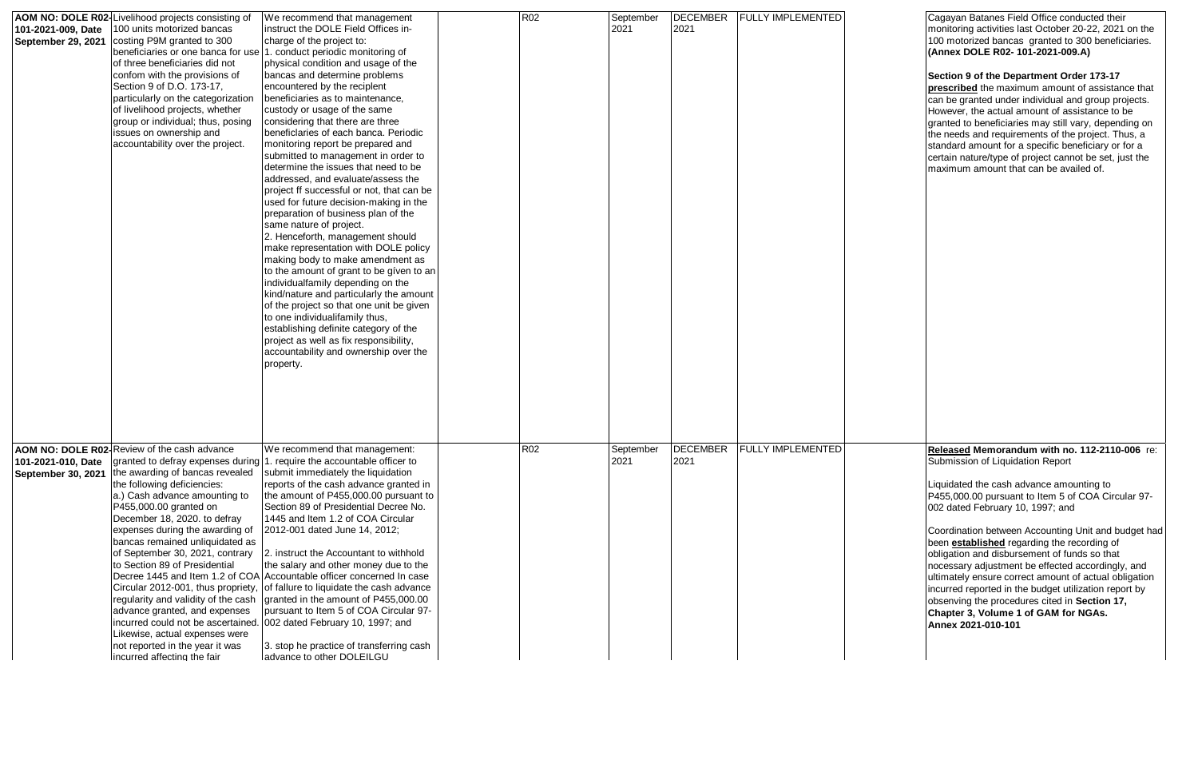| | | | | | | | | | |
|---|---|---|---|---|---|---|---|---|---|
| **AOM NO: DOLE R02-101-2021-009, Date September 29, 2021** | Livelihood projects consisting of 100 units motorized bancas costing P9M granted to 300 beneficiaries or one banca for use of three beneficiaries did not confom with the provisions of Section 9 of D.O. 173-17, particularly on the categorization of livelihood projects, whether group or individual; thus, posing issues on ownership and accountability over the project. | We recommend that management instruct the DOLE Field Offices in-charge of the project to:<br>1. conduct periodic monitoring of physical condition and usage of the bancas and determine problems encountered by the recipient beneficiaries as to maintenance, custody or usage of the same considering that there are three beneficiaries of each banca. Periodic monitoring report be prepared and submitted to management in order to determine the issues that need to be addressed, and evaluate/assess the project ff successful or not, that can be used for future decision-making in the preparation of business plan of the same nature of project.<br>2. Henceforth, management should make representation with DOLE policy making body to make amendment as to the amount of grant to be gíven to an individualfamily depending on the kind/nature and particularly the amount of the project so that one unit be given to one individualifamily thus, establishing definite category of the project as well as fix responsibility, accountability and ownership over the property. | | R02 | September 2021 | DECEMBER 2021 | FULLY IMPLEMENTED | | Cagayan Batanes Field Office conducted their monitoring activities last October 20-22, 2021 on the 100 motorized bancas granted to 300 beneficiaries. **(Annex DOLE R02- 101-2021-009.A)**<br><br>**Section 9 of the Department Order 173-17 prescribed** the maximum amount of assistance that can be granted under individual and group projects. However, the actual amount of assistance to be granted to beneficiaries may still vary, depending on the needs and requirements of the project. Thus, a standard amount for a specific beneficiary or for a certain nature/type of project cannot be set, just the maximum amount that can be availed of. |
| **AOM NO: DOLE R02-101-2021-010, Date September 30, 2021** | Review of the cash advance granted to defray expenses during the awarding of bancas revealed the following deficiencies:<br>a.) Cash advance amounting to P455,000.00 granted on December 18, 2020. to defray expenses during the awarding of bancas remained unliquidated as of September 30, 2021, contrary to Section 89 of Presidential Decree 1445 and Item 1.2 of COA Circular 2012-001, thus propriety, regularity and validity of the cash advance granted, and expenses incurred could not be ascertained. Likewise, actual expenses were not reported in the year it was incurred affecting the fair | We recommend that management:<br>1. require the accountable officer to submit immediately the liquidation reports of the cash advance granted in the amount of P455,000.00 pursuant to Section 89 of Presidential Decree No. 1445 and Item 1.2 of COA Circular 2012-001 dated June 14, 2012;<br><br>2. instruct the Accountant to withhold the salary and other money due to the Accountable officer concerned In case of fallure to liquidate the cash advance granted in the amount of P455,000.00 pursuant to Item 5 of COA Circular 97-002 dated February 10, 1997; and<br><br>3. stop he practice of transferring cash advance to other DOLEILGU | | R02 | September 2021 | DECEMBER 2021 | FULLY IMPLEMENTED | | **Released Memorandum with no. 112-2110-006** re: Submission of Liquidation Report<br><br>Liquidated the cash advance amounting to P455,000.00 pursuant to Item 5 of COA Circular 97-002 dated February 10, 1997; and<br><br>Coordination between Accounting Unit and budget had been **established** regarding the recording of obligation and disbursement of funds so that necessary adjustment be effected accordingly, and ultimately ensure correct amount of actual obligation incurred reported in the budget utilization report by observing the procedures cited in **Section 17, Chapter 3, Volume 1 of GAM for NGAs. Annex 2021-010-101** |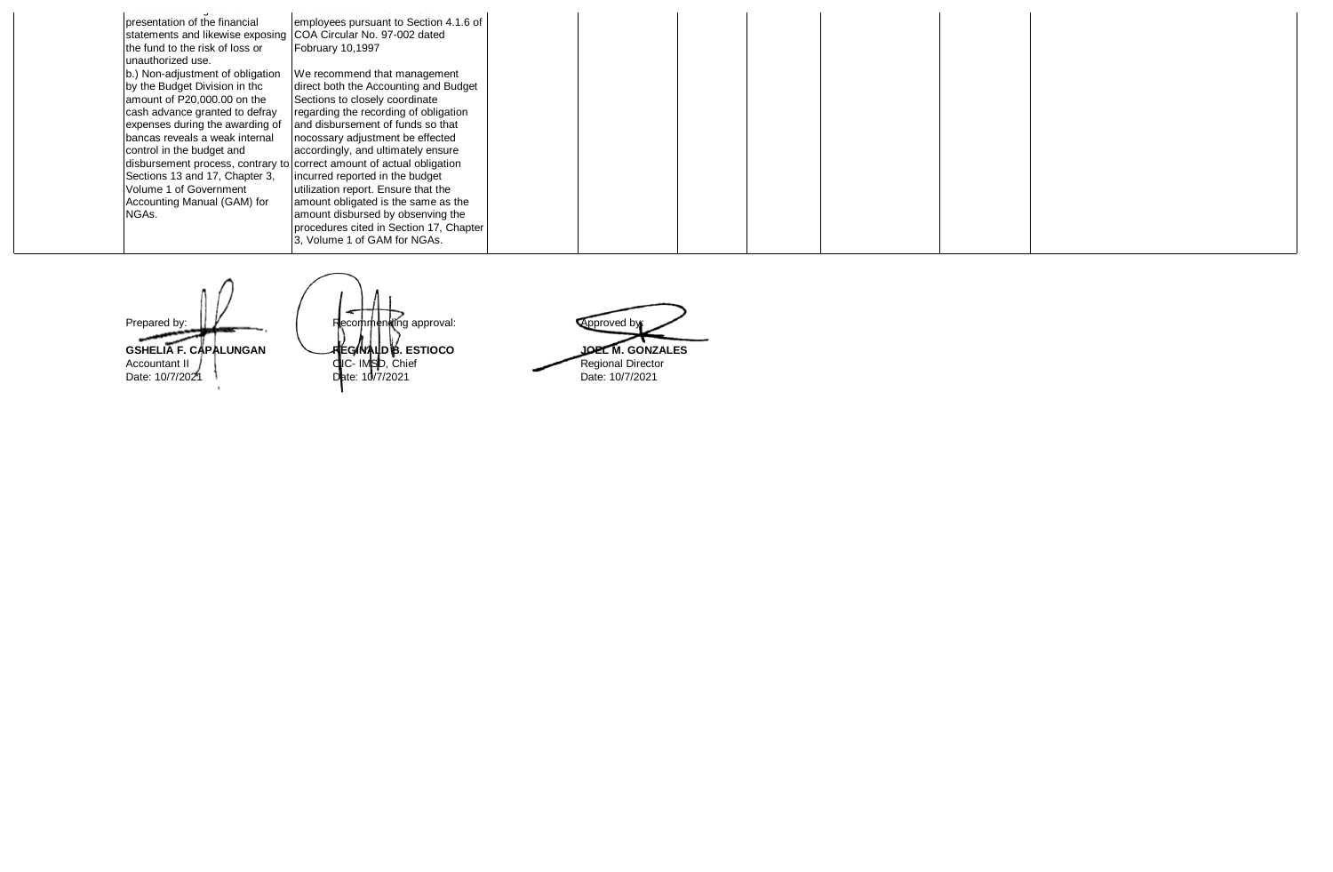| | | | | | | | | | |
|---|---|---|---|---|---|---|---|---|---|
| | presentation of the financial statements and likewise exposing the fund to the risk of loss or unauthorized use. | employees pursuant to Section 4.1.6 of COA Circular No. 97-002 dated February 10,1997 | | | | | | | |
| | b.) Non-adjustment of obligation by the Budget Division in thc amount of P20,000.00 on the cash advance granted to defray expenses during the awarding of bancas reveals a weak internal control in the budget and disbursement process, contrary to Sections 13 and 17, Chapter 3, Volume 1 of Government Accounting Manual (GAM) for NGAs. | We recommend that management direct both the Accounting and Budget Sections to closely coordinate regarding the recording of obligation and disbursement of funds so that nocossary adjustment be effected accordingly, and ultimately ensure correct amount of actual obligation incurred reported in the budget utilization report. Ensure that the amount obligated is the same as the amount disbursed by observing the procedures cited in Section 17, Chapter 3, Volume 1 of GAM for NGAs. | | | | | | | |

Prepared by:

**GSHELIA F. CAPALUNGAN**
Accountant II
Date: 10/7/2021

Recommending approval:

**REGINALD B. ESTIOCO**
OIC- IMSD, Chief
Date: 10/7/2021

Approved by:

**JOEL M. GONZALES**
Regional Director
Date: 10/7/2021